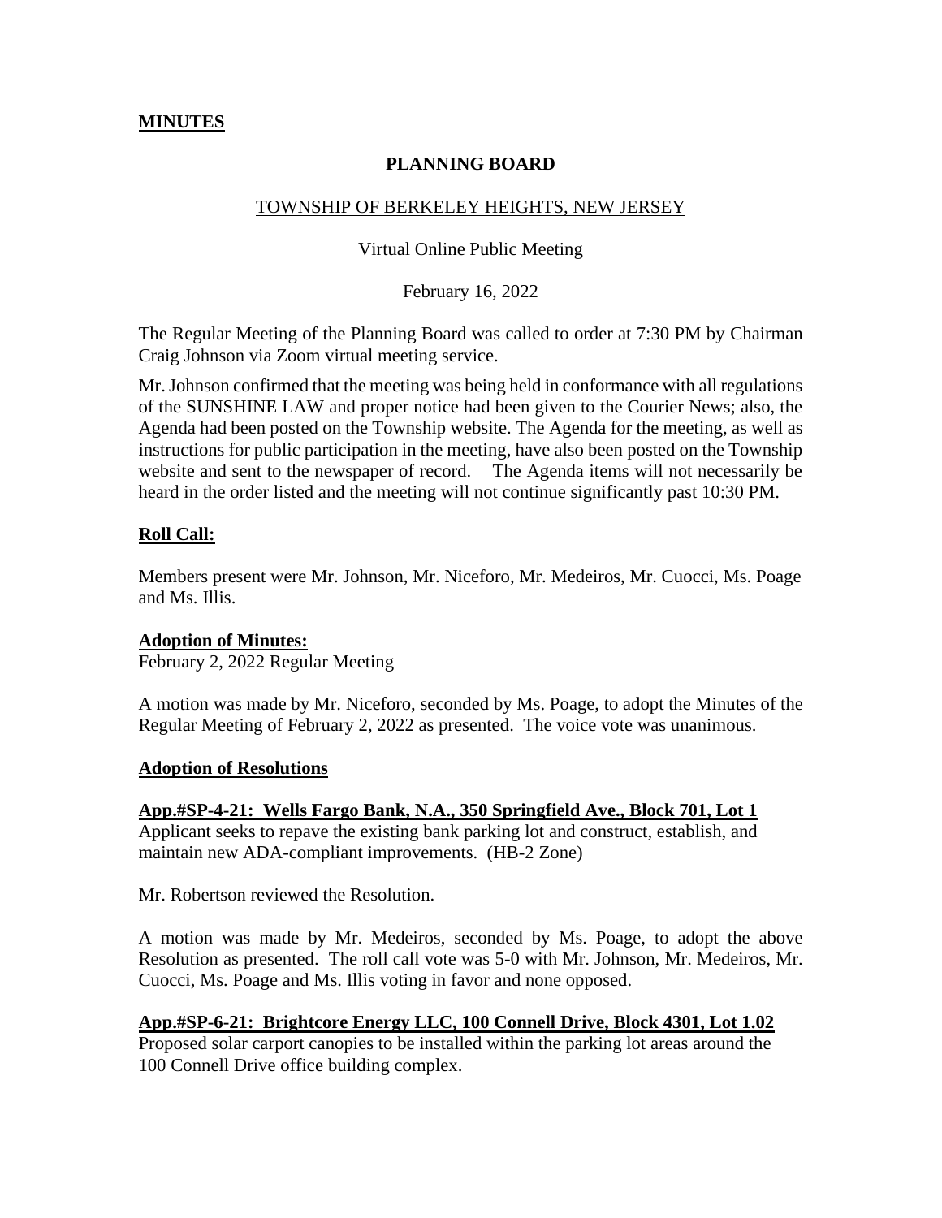**MINUTES**

**PLANNING BOARD**

TOWNSHIP OF BERKELEY HEIGHTS, NEW JERSEY

Virtual Online Public Meeting

February 16, 2022

The Regular Meeting of the Planning Board was called to order at 7:30 PM by Chairman Craig Johnson via Zoom virtual meeting service.

Mr. Johnson confirmed that the meeting was being held in conformance with all regulations of the SUNSHINE LAW and proper notice had been given to the Courier News; also, the Agenda had been posted on the Township website. The Agenda for the meeting, as well as instructions for public participation in the meeting, have also been posted on the Township website and sent to the newspaper of record. The Agenda items will not necessarily be heard in the order listed and the meeting will not continue significantly past 10:30 PM.

**Roll Call:**

Members present were Mr. Johnson, Mr. Niceforo, Mr. Medeiros, Mr. Cuocci, Ms. Poage and Ms. Illis.

**Adoption of Minutes:**

February 2, 2022 Regular Meeting

A motion was made by Mr. Niceforo, seconded by Ms. Poage, to adopt the Minutes of the Regular Meeting of February 2, 2022 as presented. The voice vote was unanimous.

**Adoption of Resolutions**

**App.#SP-4-21: Wells Fargo Bank, N.A., 350 Springfield Ave., Block 701, Lot 1**

Applicant seeks to repave the existing bank parking lot and construct, establish, and maintain new ADA-compliant improvements. (HB-2 Zone)

Mr. Robertson reviewed the Resolution.

A motion was made by Mr. Medeiros, seconded by Ms. Poage, to adopt the above Resolution as presented. The roll call vote was 5-0 with Mr. Johnson, Mr. Medeiros, Mr. Cuocci, Ms. Poage and Ms. Illis voting in favor and none opposed.

**App.#SP-6-21: Brightcore Energy LLC, 100 Connell Drive, Block 4301, Lot 1.02**

Proposed solar carport canopies to be installed within the parking lot areas around the 100 Connell Drive office building complex.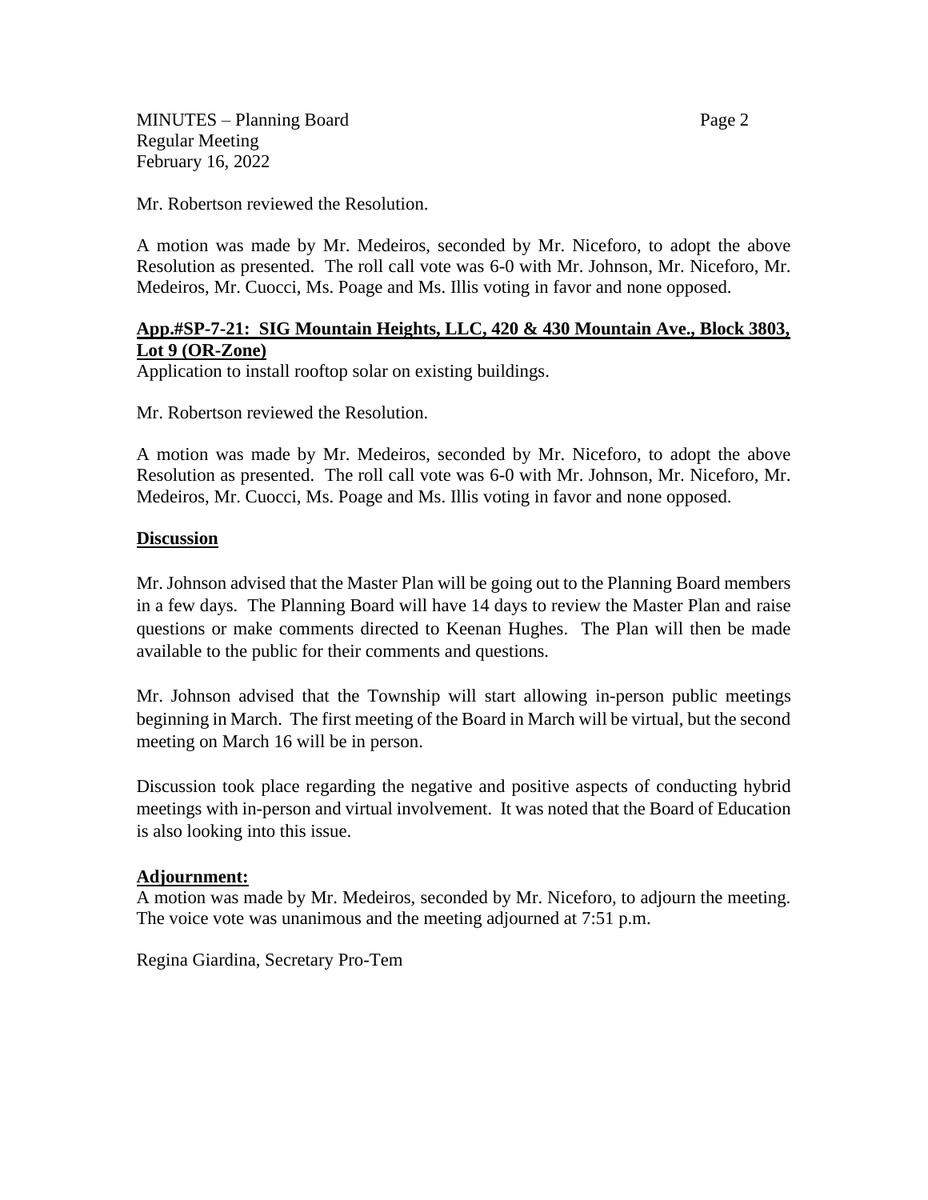Mr. Robertson reviewed the Resolution.

A motion was made by Mr. Medeiros, seconded by Mr. Niceforo, to adopt the above Resolution as presented. The roll call vote was 6-0 with Mr. Johnson, Mr. Niceforo, Mr. Medeiros, Mr. Cuocci, Ms. Poage and Ms. Illis voting in favor and none opposed.

**App.#SP-7-21: SIG Mountain Heights, LLC, 420 & 430 Mountain Ave., Block 3803, Lot 9 (OR-Zone)**

Application to install rooftop solar on existing buildings.

Mr. Robertson reviewed the Resolution.

A motion was made by Mr. Medeiros, seconded by Mr. Niceforo, to adopt the above Resolution as presented. The roll call vote was 6-0 with Mr. Johnson, Mr. Niceforo, Mr. Medeiros, Mr. Cuocci, Ms. Poage and Ms. Illis voting in favor and none opposed.

**Discussion**

Mr. Johnson advised that the Master Plan will be going out to the Planning Board members in a few days. The Planning Board will have 14 days to review the Master Plan and raise questions or make comments directed to Keenan Hughes. The Plan will then be made available to the public for their comments and questions.

Mr. Johnson advised that the Township will start allowing in-person public meetings beginning in March. The first meeting of the Board in March will be virtual, but the second meeting on March 16 will be in person.

Discussion took place regarding the negative and positive aspects of conducting hybrid meetings with in-person and virtual involvement. It was noted that the Board of Education is also looking into this issue.

**Adjournment:**

A motion was made by Mr. Medeiros, seconded by Mr. Niceforo, to adjourn the meeting. The voice vote was unanimous and the meeting adjourned at 7:51 p.m.

Regina Giardina, Secretary Pro-Tem